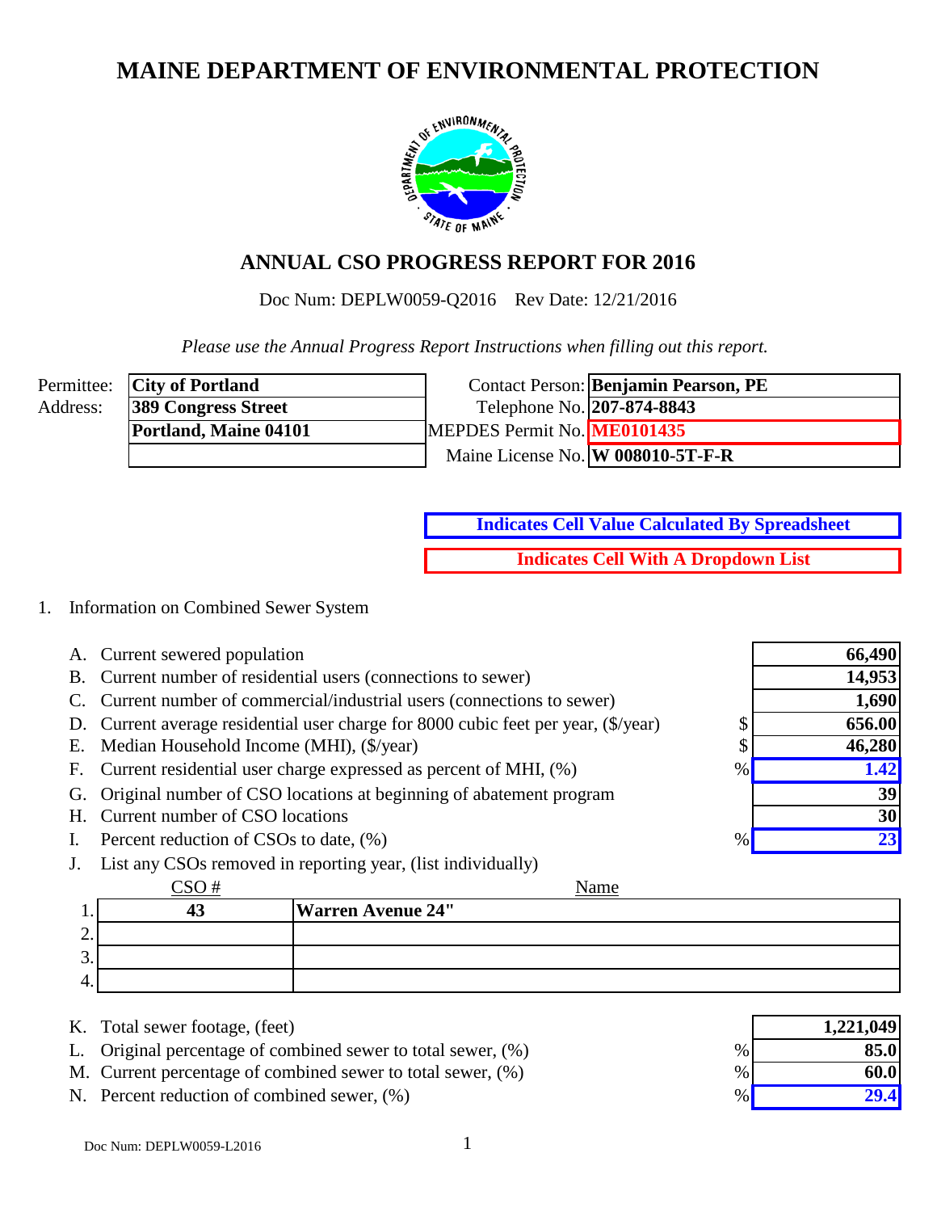# MAINE DEPARTMENT OF ENVIRONMENTAL PROTECTION

## ANNUAL CSO PROGRESS REPORT FOR 2016

Doc Num: DEPLW0059-Q2016 Rev Date: 12/21/2016

*Please use the Annual Progress Report Instructions when filling out this report.*

| | | | |
|---|---|---|---|
| Permittee: | **City of Portland** | Contact Person: | **Benjamin Pearson, PE** |
| Address: | **389 Congress Street** | Telephone No. | **207-874-8843** |
| | **Portland, Maine 04101** | MEPDES Permit No. | **ME0101435** |
| | | Maine License No. | **W 008010-5T-F-R** |

**Indicates Cell Value Calculated By Spreadsheet**

**Indicates Cell With A Dropdown List**

1. Information on Combined Sewer System

| | | | |
|---|---|---|---|
| A. | Current sewered population | | **66,490** |
| B. | Current number of residential users (connections to sewer) | | **14,953** |
| C. | Current number of commercial/industrial users (connections to sewer) | | **1,690** |
| D. | Current average residential user charge for 8000 cubic feet per year, ($/year) | $ | **656.00** |
| E. | Median Household Income (MHI), ($/year) | $ | **46,280** |
| F. | Current residential user charge expressed as percent of MHI, (%) | % | **1.42** |
| G. | Original number of CSO locations at beginning of abatement program | | **39** |
| H. | Current number of CSO locations | | **30** |
| I. | Percent reduction of CSOs to date, (%) | % | **23** |

J. List any CSOs removed in reporting year, (list individually)

| | CSO # | Name |
|---|---|---|
| 1. | **43** | **Warren Avenue 24"** |
| 2. | | |
| 3. | | |
| 4. | | |

| | | | |
|---|---|---|---|
| K. | Total sewer footage, (feet) | | **1,221,049** |
| L. | Original percentage of combined sewer to total sewer, (%) | % | **85.0** |
| M. | Current percentage of combined sewer to total sewer, (%) | % | **60.0** |
| N. | Percent reduction of combined sewer, (%) | % | **29.4** |

Doc Num: DEPLW0059-L2016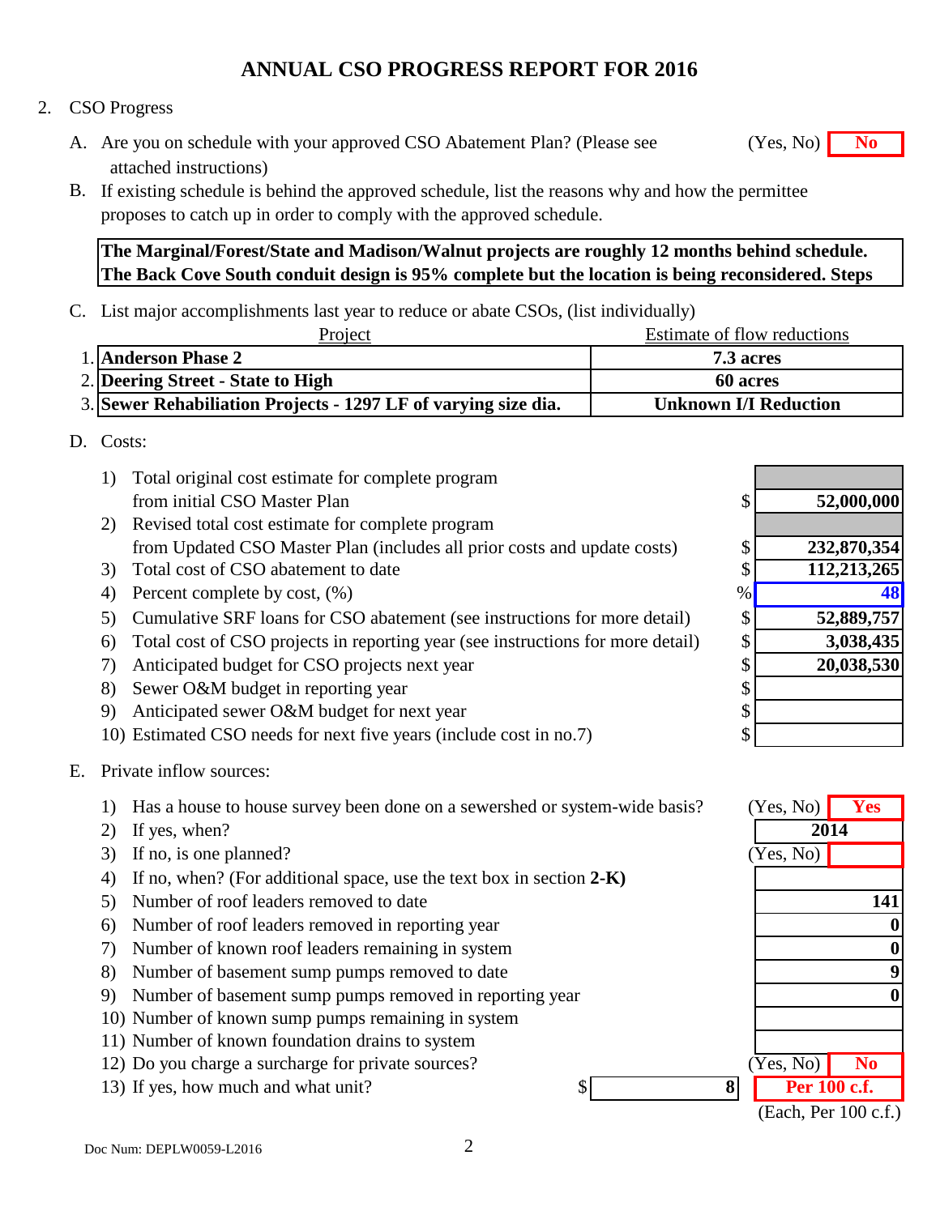## ANNUAL CSO PROGRESS REPORT FOR 2016

2. CSO Progress

A. Are you on schedule with your approved CSO Abatement Plan? (Please see attached instructions) (Yes, No) **No**

B. If existing schedule is behind the approved schedule, list the reasons why and how the permittee proposes to catch up in order to comply with the approved schedule.

**The Marginal/Forest/State and Madison/Walnut projects are roughly 12 months behind schedule. The Back Cove South conduit design is 95% complete but the location is being reconsidered. Steps**

C. List major accomplishments last year to reduce or abate CSOs, (list individually)

| | Project | Estimate of flow reductions |
|---|---|---|
| 1. | **Anderson Phase 2** | **7.3 acres** |
| 2. | **Deering Street - State to High** | **60 acres** |
| 3. | **Sewer Rehabiliation Projects - 1297 LF of varying size dia.** | **Unknown I/I Reduction** |

D. Costs:

| | Item | | Value |
|---|---|---|---|
| 1) | Total original cost estimate for complete program from initial CSO Master Plan | $ | **52,000,000** |
| 2) | Revised total cost estimate for complete program from Updated CSO Master Plan (includes all prior costs and update costs) | $ | **232,870,354** |
| 3) | Total cost of CSO abatement to date | $ | **112,213,265** |
| 4) | Percent complete by cost, (%) | % | **48** |
| 5) | Cumulative SRF loans for CSO abatement (see instructions for more detail) | $ | **52,889,757** |
| 6) | Total cost of CSO projects in reporting year (see instructions for more detail) | $ | **3,038,435** |
| 7) | Anticipated budget for CSO projects next year | $ | **20,038,530** |
| 8) | Sewer O&M budget in reporting year | $ | |
| 9) | Anticipated sewer O&M budget for next year | $ | |
| 10) | Estimated CSO needs for next five years (include cost in no.7) | $ | |

E. Private inflow sources:

| | Item | | Value |
|---|---|---|---|
| 1) | Has a house to house survey been done on a sewershed or system-wide basis? | (Yes, No) | **Yes** |
| 2) | If yes, when? | | **2014** |
| 3) | If no, is one planned? | (Yes, No) | |
| 4) | If no, when? (For additional space, use the text box in section **2-K)** | | |
| 5) | Number of roof leaders removed to date | | **141** |
| 6) | Number of roof leaders removed in reporting year | | **0** |
| 7) | Number of known roof leaders remaining in system | | **0** |
| 8) | Number of basement sump pumps removed to date | | **9** |
| 9) | Number of basement sump pumps removed in reporting year | | **0** |
| 10) | Number of known sump pumps remaining in system | | |
| 11) | Number of known foundation drains to system | | |
| 12) | Do you charge a surcharge for private sources? | (Yes, No) | **No** |
| 13) | If yes, how much and what unit? | $ **8** | **Per 100 c.f.** (Each, Per 100 c.f.) |

Doc Num: DEPLW0059-L2016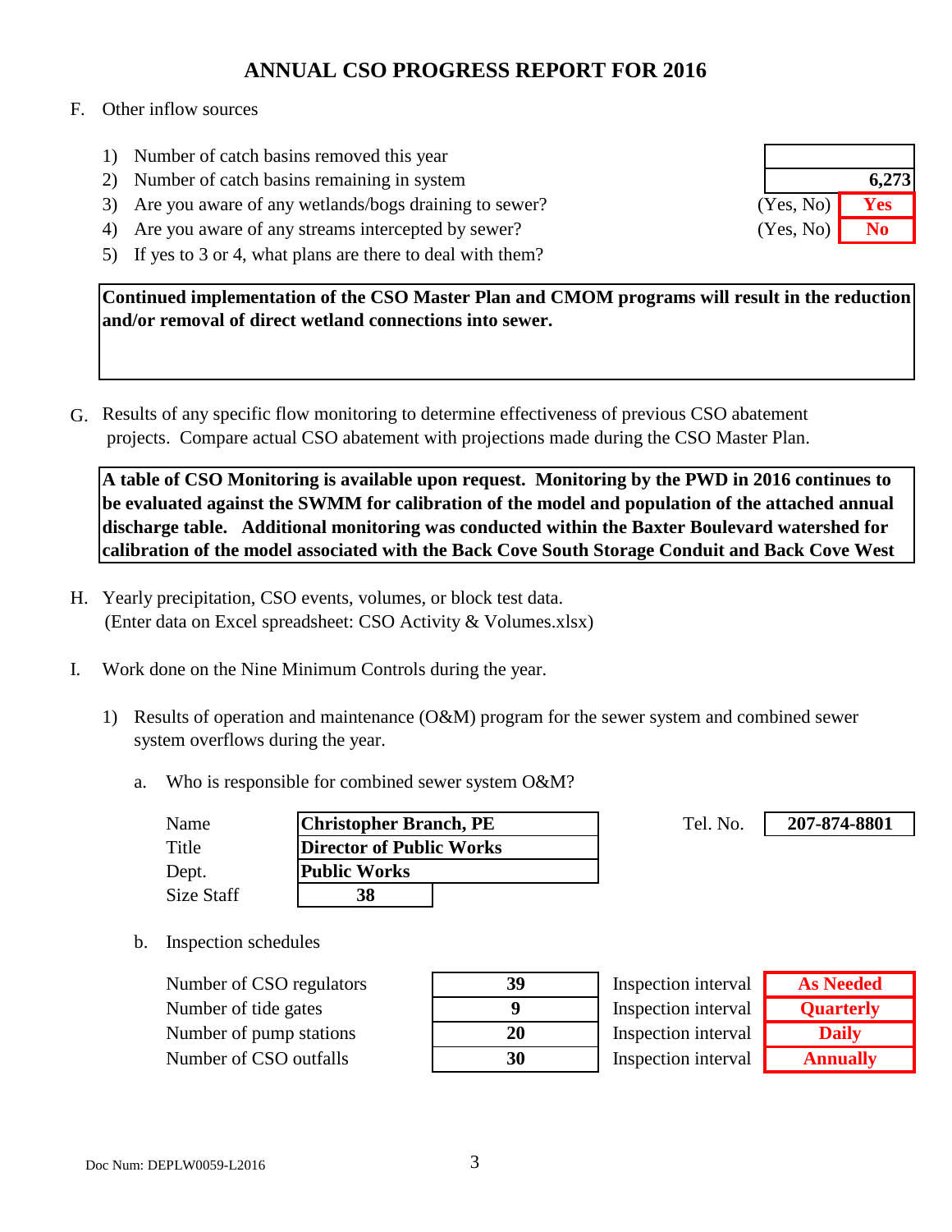# ANNUAL CSO PROGRESS REPORT FOR 2016

F. Other inflow sources

1) Number of catch basins removed this year
2) Number of catch basins remaining in system — **6,273**
3) Are you aware of any wetlands/bogs draining to sewer? (Yes, No) — **Yes**
4) Are you aware of any streams intercepted by sewer? (Yes, No) — **No**
5) If yes to 3 or 4, what plans are there to deal with them?

**Continued implementation of the CSO Master Plan and CMOM programs will result in the reduction and/or removal of direct wetland connections into sewer.**

G. Results of any specific flow monitoring to determine effectiveness of previous CSO abatement projects. Compare actual CSO abatement with projections made during the CSO Master Plan.

**A table of CSO Monitoring is available upon request. Monitoring by the PWD in 2016 continues to be evaluated against the SWMM for calibration of the model and population of the attached annual discharge table. Additional monitoring was conducted within the Baxter Boulevard watershed for calibration of the model associated with the Back Cove South Storage Conduit and Back Cove West**

H. Yearly precipitation, CSO events, volumes, or block test data.
(Enter data on Excel spreadsheet: CSO Activity & Volumes.xlsx)

I. Work done on the Nine Minimum Controls during the year.

1) Results of operation and maintenance (O&M) program for the sewer system and combined sewer system overflows during the year.

a. Who is responsible for combined sewer system O&M?

| | |
|---|---|
| Name | **Christopher Branch, PE** |
| Title | **Director of Public Works** |
| Dept. | **Public Works** |
| Size Staff | **38** |
| Tel. No. | **207-874-8801** |

b. Inspection schedules

| | Number | | Interval |
|---|---|---|---|
| Number of CSO regulators | **39** | Inspection interval | **As Needed** |
| Number of tide gates | **9** | Inspection interval | **Quarterly** |
| Number of pump stations | **20** | Inspection interval | **Daily** |
| Number of CSO outfalls | **30** | Inspection interval | **Annually** |

Doc Num: DEPLW0059-L2016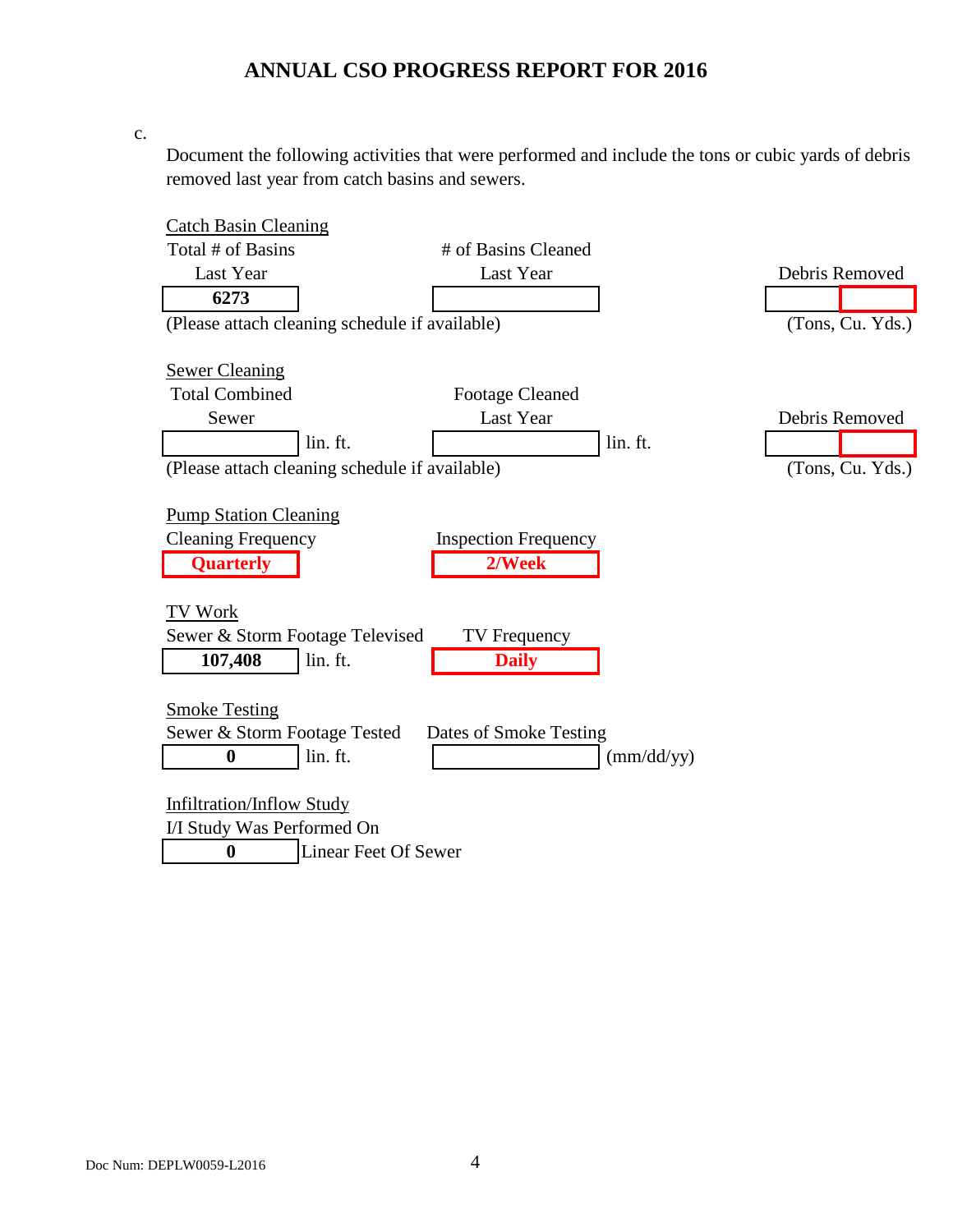# ANNUAL CSO PROGRESS REPORT FOR 2016

c.

Document the following activities that were performed and include the tons or cubic yards of debris removed last year from catch basins and sewers.

**Catch Basin Cleaning**

| Total # of Basins Last Year | # of Basins Cleaned Last Year | Debris Removed |
|---|---|---|
| **6273** | | (Tons, Cu. Yds.) |

(Please attach cleaning schedule if available)

**Sewer Cleaning**

| Total Combined Sewer | Footage Cleaned Last Year | Debris Removed |
|---|---|---|
| lin. ft. | lin. ft. | (Tons, Cu. Yds.) |

(Please attach cleaning schedule if available)

**Pump Station Cleaning**

| Cleaning Frequency | Inspection Frequency |
|---|---|
| **Quarterly** | **2/Week** |

**TV Work**

| Sewer & Storm Footage Televised | TV Frequency |
|---|---|
| **107,408** lin. ft. | **Daily** |

**Smoke Testing**

| Sewer & Storm Footage Tested | Dates of Smoke Testing |
|---|---|
| **0** lin. ft. | (mm/dd/yy) |

**Infiltration/Inflow Study**

I/I Study Was Performed On

**0** Linear Feet Of Sewer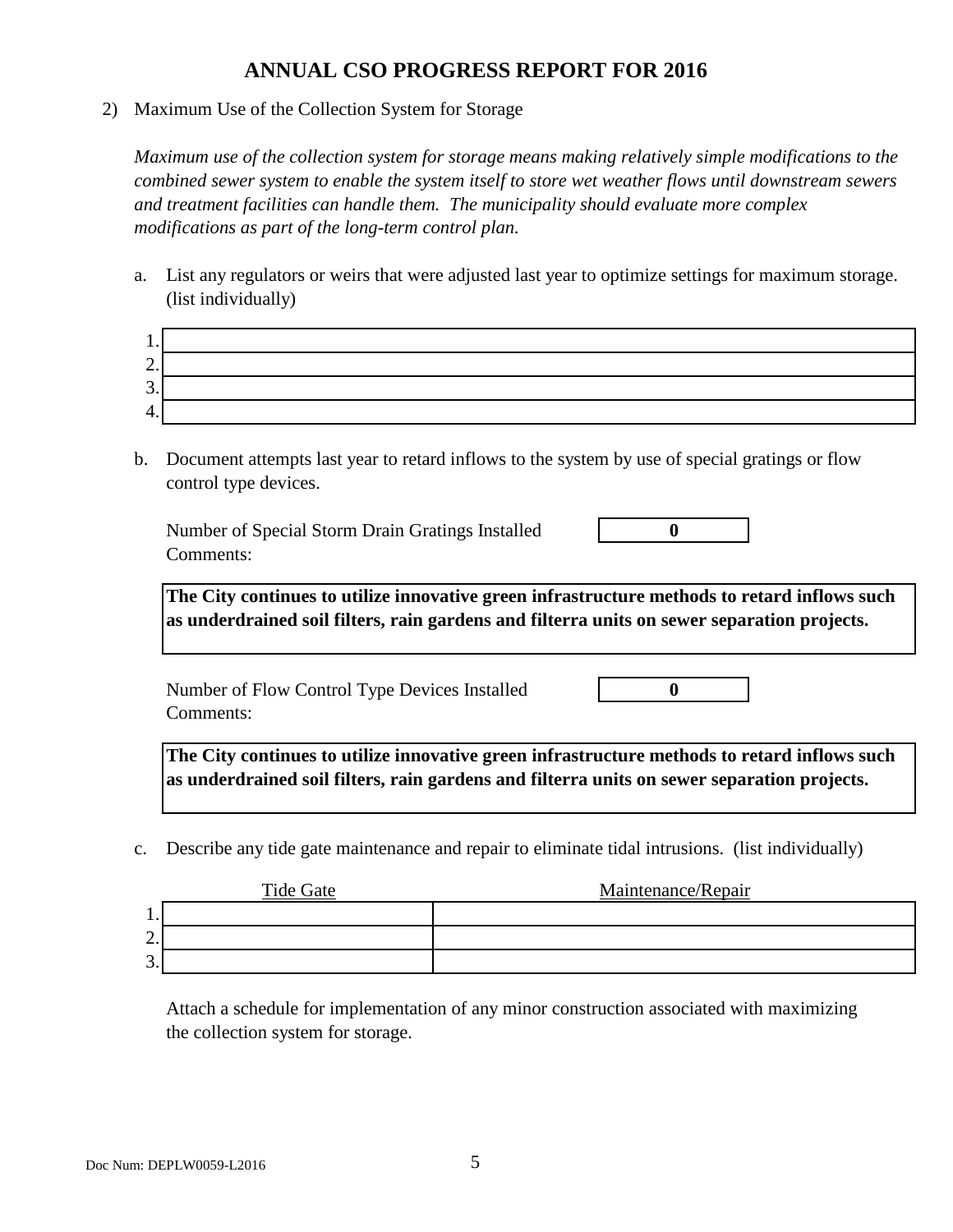# ANNUAL CSO PROGRESS REPORT FOR 2016

2) Maximum Use of the Collection System for Storage

*Maximum use of the collection system for storage means making relatively simple modifications to the combined sewer system to enable the system itself to store wet weather flows until downstream sewers and treatment facilities can handle them. The municipality should evaluate more complex modifications as part of the long-term control plan.*

a. List any regulators or weirs that were adjusted last year to optimize settings for maximum storage. (list individually)

| | |
|---|---|
| 1. | |
| 2. | |
| 3. | |
| 4. | |

b. Document attempts last year to retard inflows to the system by use of special gratings or flow control type devices.

Number of Special Storm Drain Gratings Installed: **0**

Comments:

**The City continues to utilize innovative green infrastructure methods to retard inflows such as underdrained soil filters, rain gardens and filterra units on sewer separation projects.**

Number of Flow Control Type Devices Installed: **0**

Comments:

**The City continues to utilize innovative green infrastructure methods to retard inflows such as underdrained soil filters, rain gardens and filterra units on sewer separation projects.**

c. Describe any tide gate maintenance and repair to eliminate tidal intrusions. (list individually)

| | Tide Gate | Maintenance/Repair |
|---|---|---|
| 1. | | |
| 2. | | |
| 3. | | |

Attach a schedule for implementation of any minor construction associated with maximizing the collection system for storage.

Doc Num: DEPLW0059-L2016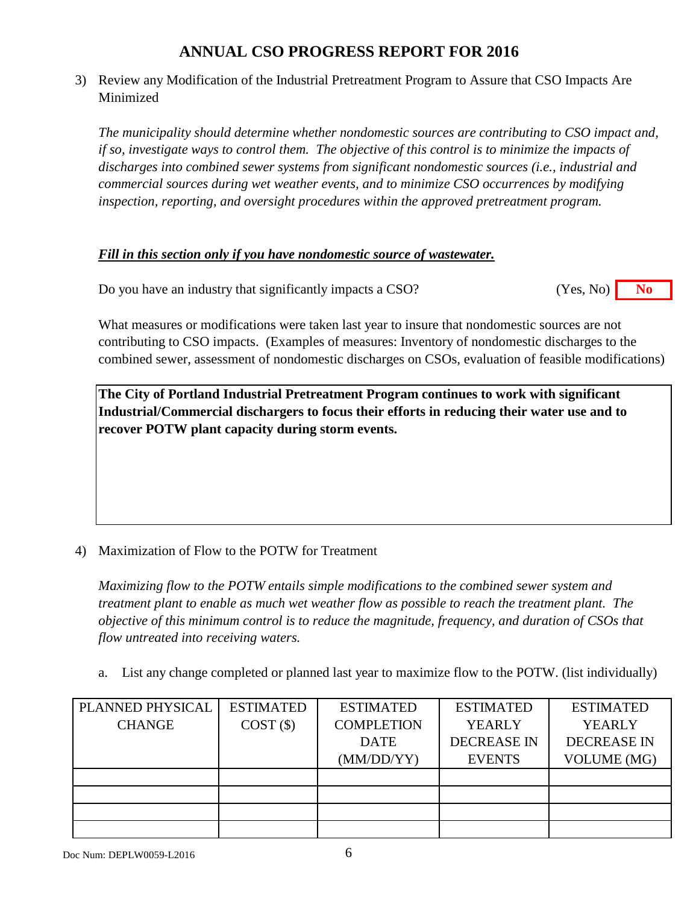# ANNUAL CSO PROGRESS REPORT FOR 2016

3) Review any Modification of the Industrial Pretreatment Program to Assure that CSO Impacts Are Minimized

   *The municipality should determine whether nondomestic sources are contributing to CSO impact and, if so, investigate ways to control them. The objective of this control is to minimize the impacts of discharges into combined sewer systems from significant nondomestic sources (i.e., industrial and commercial sources during wet weather events, and to minimize CSO occurrences by modifying inspection, reporting, and oversight procedures within the approved pretreatment program.*

   ***Fill in this section only if you have nondomestic source of wastewater.***

   Do you have an industry that significantly impacts a CSO? (Yes, No) **No**

   What measures or modifications were taken last year to insure that nondomestic sources are not contributing to CSO impacts. (Examples of measures: Inventory of nondomestic discharges to the combined sewer, assessment of nondomestic discharges on CSOs, evaluation of feasible modifications)

   **The City of Portland Industrial Pretreatment Program continues to work with significant Industrial/Commercial dischargers to focus their efforts in reducing their water use and to recover POTW plant capacity during storm events.**

4) Maximization of Flow to the POTW for Treatment

   *Maximizing flow to the POTW entails simple modifications to the combined sewer system and treatment plant to enable as much wet weather flow as possible to reach the treatment plant. The objective of this minimum control is to reduce the magnitude, frequency, and duration of CSOs that flow untreated into receiving waters.*

   a. List any change completed or planned last year to maximize flow to the POTW. (list individually)

| PLANNED PHYSICAL CHANGE | ESTIMATED COST ($) | ESTIMATED COMPLETION DATE (MM/DD/YY) | ESTIMATED YEARLY DECREASE IN EVENTS | ESTIMATED YEARLY DECREASE IN VOLUME (MG) |
|---|---|---|---|---|
| | | | | |
| | | | | |
| | | | | |
| | | | | |

Doc Num: DEPLW0059-L2016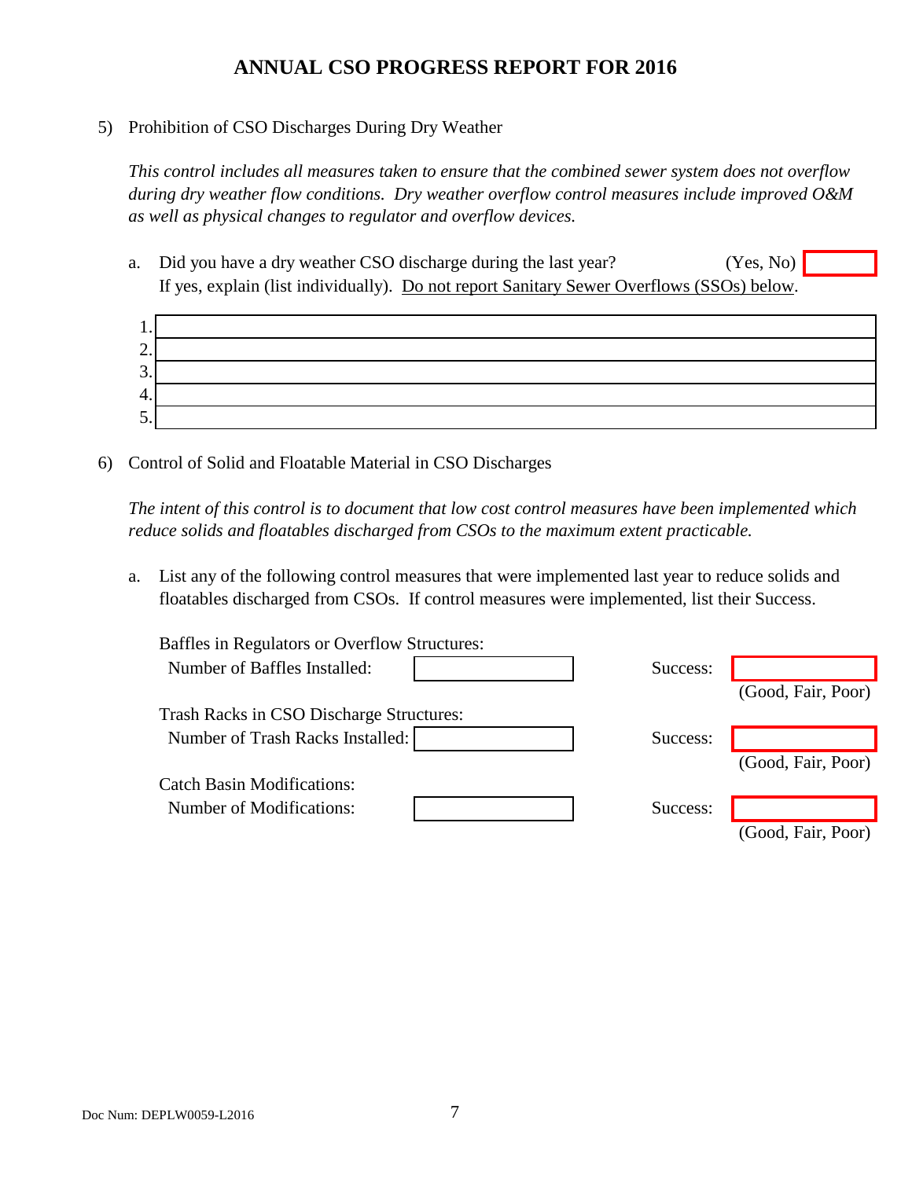# ANNUAL CSO PROGRESS REPORT FOR 2016

5) Prohibition of CSO Discharges During Dry Weather

*This control includes all measures taken to ensure that the combined sewer system does not overflow during dry weather flow conditions. Dry weather overflow control measures include improved O&M as well as physical changes to regulator and overflow devices.*

a. Did you have a dry weather CSO discharge during the last year? (Yes, No) ____

If yes, explain (list individually). <u>Do not report Sanitary Sewer Overflows (SSOs) below</u>.

| | |
|---|---|
| 1. | |
| 2. | |
| 3. | |
| 4. | |
| 5. | |

6) Control of Solid and Floatable Material in CSO Discharges

*The intent of this control is to document that low cost control measures have been implemented which reduce solids and floatables discharged from CSOs to the maximum extent practicable.*

a. List any of the following control measures that were implemented last year to reduce solids and floatables discharged from CSOs. If control measures were implemented, list their Success.

Baffles in Regulators or Overflow Structures:

Number of Baffles Installed: ____ Success: ____ (Good, Fair, Poor)

Trash Racks in CSO Discharge Structures:

Number of Trash Racks Installed: ____ Success: ____ (Good, Fair, Poor)

Catch Basin Modifications:

Number of Modifications: ____ Success: ____ (Good, Fair, Poor)

Doc Num: DEPLW0059-L2016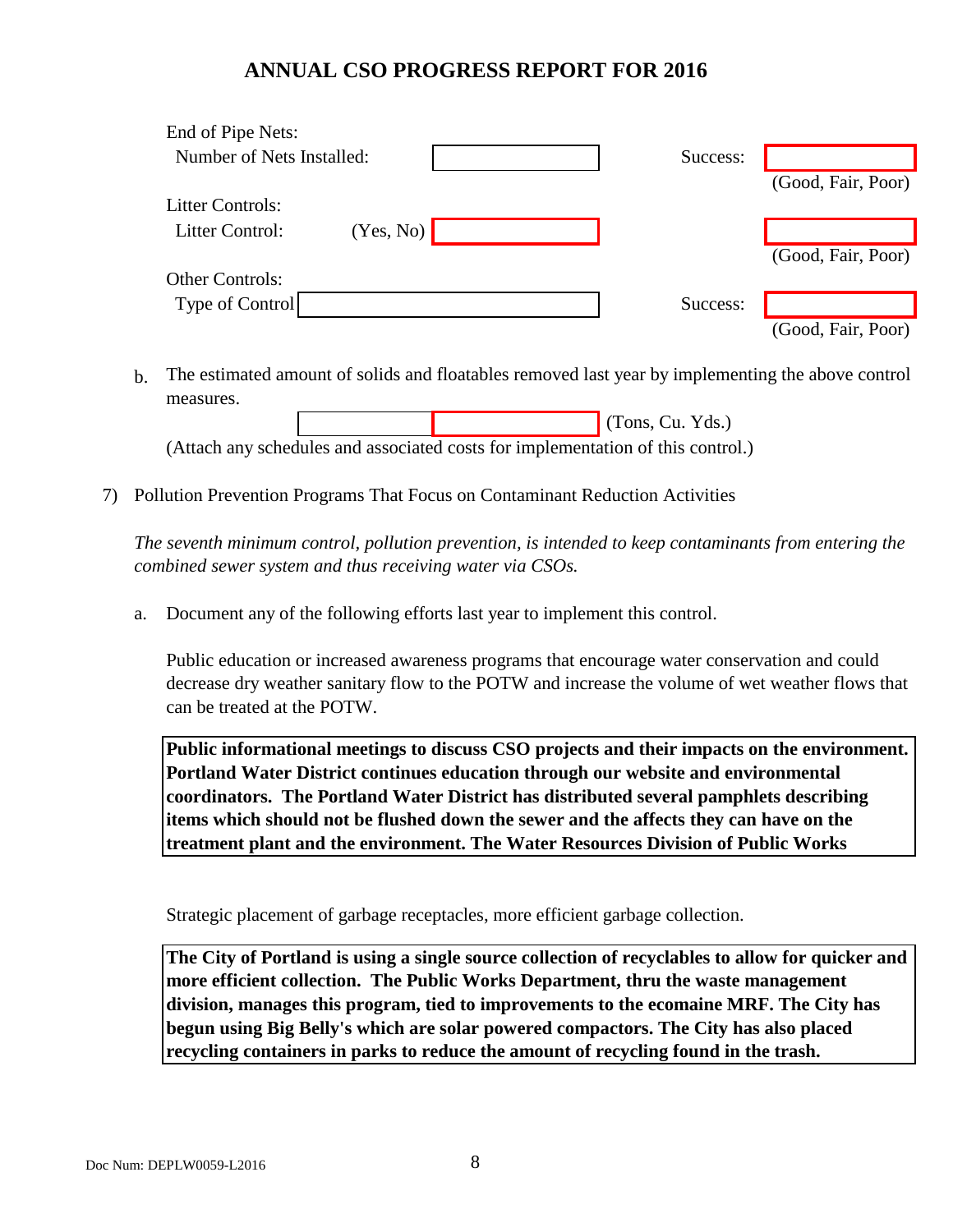# ANNUAL CSO PROGRESS REPORT FOR 2016

End of Pipe Nets:

Number of Nets Installed: ______ Success: ______ (Good, Fair, Poor)

Litter Controls:

Litter Control: (Yes, No) ______ ______ (Good, Fair, Poor)

Other Controls:

Type of Control ______ Success: ______ (Good, Fair, Poor)

b. The estimated amount of solids and floatables removed last year by implementing the above control measures.

______ ______ (Tons, Cu. Yds.)

(Attach any schedules and associated costs for implementation of this control.)

7) Pollution Prevention Programs That Focus on Contaminant Reduction Activities

*The seventh minimum control, pollution prevention, is intended to keep contaminants from entering the combined sewer system and thus receiving water via CSOs.*

a. Document any of the following efforts last year to implement this control.

Public education or increased awareness programs that encourage water conservation and could decrease dry weather sanitary flow to the POTW and increase the volume of wet weather flows that can be treated at the POTW.

**Public informational meetings to discuss CSO projects and their impacts on the environment. Portland Water District continues education through our website and environmental coordinators. The Portland Water District has distributed several pamphlets describing items which should not be flushed down the sewer and the affects they can have on the treatment plant and the environment. The Water Resources Division of Public Works**

Strategic placement of garbage receptacles, more efficient garbage collection.

**The City of Portland is using a single source collection of recyclables to allow for quicker and more efficient collection. The Public Works Department, thru the waste management division, manages this program, tied to improvements to the ecomaine MRF. The City has begun using Big Belly's which are solar powered compactors. The City has also placed recycling containers in parks to reduce the amount of recycling found in the trash.**

Doc Num: DEPLW0059-L2016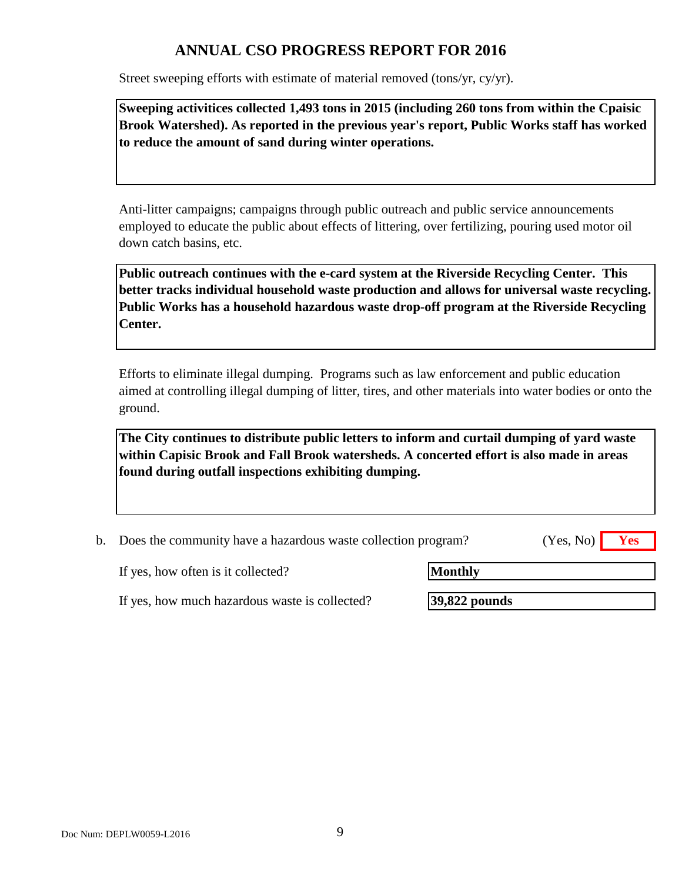## ANNUAL CSO PROGRESS REPORT FOR 2016

Street sweeping efforts with estimate of material removed (tons/yr, cy/yr).

**Sweeping activitices collected 1,493 tons in 2015 (including 260 tons from within the Cpaisic Brook Watershed). As reported in the previous year's report, Public Works staff has worked to reduce the amount of sand during winter operations.**

Anti-litter campaigns; campaigns through public outreach and public service announcements employed to educate the public about effects of littering, over fertilizing, pouring used motor oil down catch basins, etc.

**Public outreach continues with the e-card system at the Riverside Recycling Center. This better tracks individual household waste production and allows for universal waste recycling. Public Works has a household hazardous waste drop-off program at the Riverside Recycling Center.**

Efforts to eliminate illegal dumping. Programs such as law enforcement and public education aimed at controlling illegal dumping of litter, tires, and other materials into water bodies or onto the ground.

**The City continues to distribute public letters to inform and curtail dumping of yard waste within Capisic Brook and Fall Brook watersheds. A concerted effort is also made in areas found during outfall inspections exhibiting dumping.**

b. Does the community have a hazardous waste collection program? (Yes, No) **Yes**

If yes, how often is it collected? **Monthly**

If yes, how much hazardous waste is collected? **39,822 pounds**

Doc Num: DEPLW0059-L2016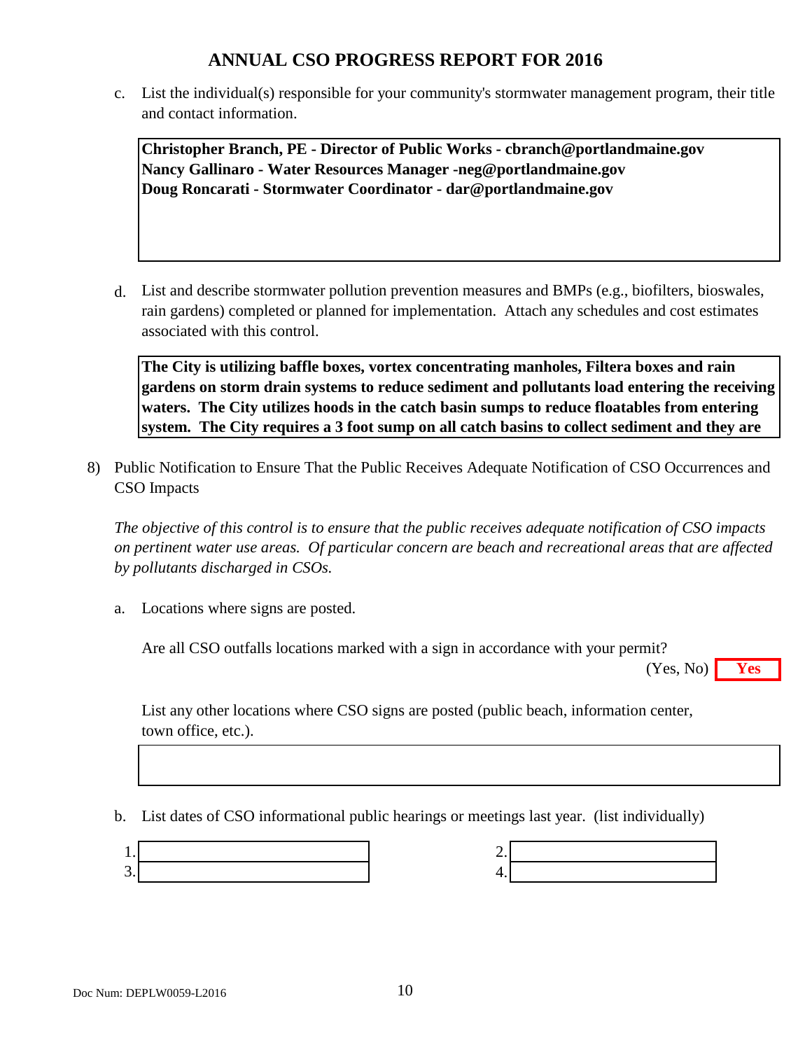# ANNUAL CSO PROGRESS REPORT FOR 2016

c. List the individual(s) responsible for your community's stormwater management program, their title and contact information.

**Christopher Branch, PE - Director of Public Works - cbranch@portlandmaine.gov**
**Nancy Gallinaro - Water Resources Manager -neg@portlandmaine.gov**
**Doug Roncarati - Stormwater Coordinator - dar@portlandmaine.gov**

d. List and describe stormwater pollution prevention measures and BMPs (e.g., biofilters, bioswales, rain gardens) completed or planned for implementation. Attach any schedules and cost estimates associated with this control.

**The City is utilizing baffle boxes, vortex concentrating manholes, Filtera boxes and rain gardens on storm drain systems to reduce sediment and pollutants load entering the receiving waters. The City utilizes hoods in the catch basin sumps to reduce floatables from entering system. The City requires a 3 foot sump on all catch basins to collect sediment and they are**

8) Public Notification to Ensure That the Public Receives Adequate Notification of CSO Occurrences and CSO Impacts

*The objective of this control is to ensure that the public receives adequate notification of CSO impacts on pertinent water use areas. Of particular concern are beach and recreational areas that are affected by pollutants discharged in CSOs.*

a. Locations where signs are posted.

Are all CSO outfalls locations marked with a sign in accordance with your permit?

(Yes, No) **Yes**

List any other locations where CSO signs are posted (public beach, information center, town office, etc.).

b. List dates of CSO informational public hearings or meetings last year. (list individually)

1. 
2. 
3. 
4.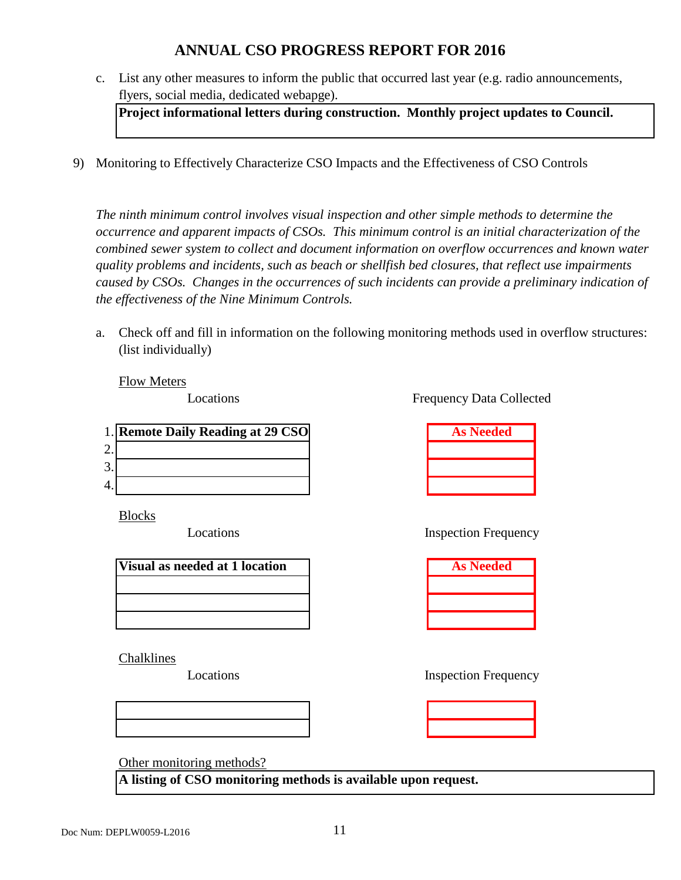## ANNUAL CSO PROGRESS REPORT FOR 2016

c. List any other measures to inform the public that occurred last year (e.g. radio announcements, flyers, social media, dedicated webapge).

**Project informational letters during construction. Monthly project updates to Council.**

9) Monitoring to Effectively Characterize CSO Impacts and the Effectiveness of CSO Controls

*The ninth minimum control involves visual inspection and other simple methods to determine the occurrence and apparent impacts of CSOs. This minimum control is an initial characterization of the combined sewer system to collect and document information on overflow occurrences and known water quality problems and incidents, such as beach or shellfish bed closures, that reflect use impairments caused by CSOs. Changes in the occurrences of such incidents can provide a preliminary indication of the effectiveness of the Nine Minimum Controls.*

a. Check off and fill in information on the following monitoring methods used in overflow structures: (list individually)

Flow Meters

| | Locations | Frequency Data Collected |
|---|---|---|
| 1. | **Remote Daily Reading at 29 CSO** | **As Needed** |
| 2. | | |
| 3. | | |
| 4. | | |

Blocks

| Locations | Inspection Frequency |
|---|---|
| **Visual as needed at 1 location** | **As Needed** |
| | |
| | |
| | |

Chalklines

| Locations | Inspection Frequency |
|---|---|
| | |
| | |

Other monitoring methods?

**A listing of CSO monitoring methods is available upon request.**

Doc Num: DEPLW0059-L2016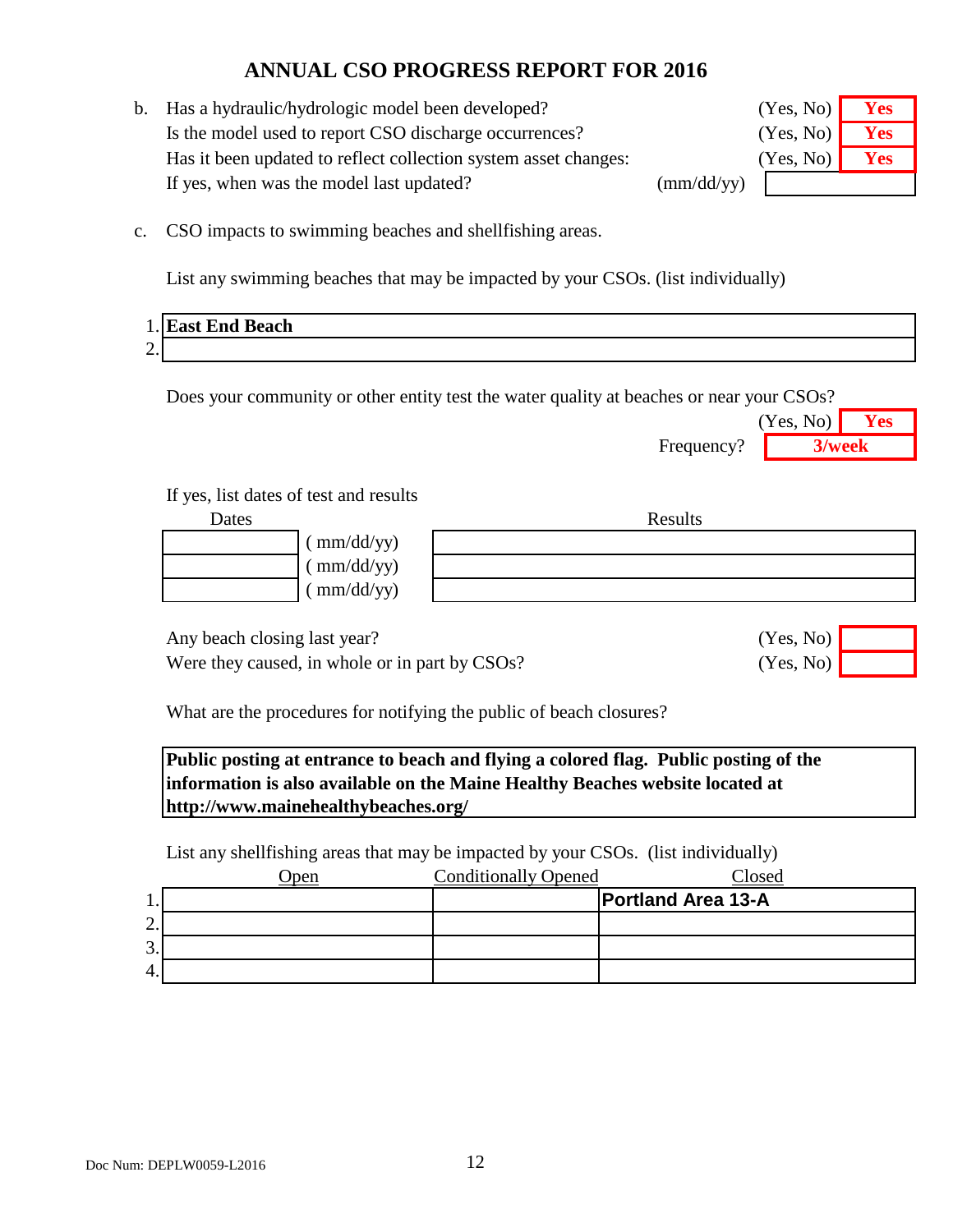## ANNUAL CSO PROGRESS REPORT FOR 2016

b. Has a hydraulic/hydrologic model been developed? (Yes, No) **Yes**

Is the model used to report CSO discharge occurrences? (Yes, No) **Yes**

Has it been updated to reflect collection system asset changes: (Yes, No) **Yes**

If yes, when was the model last updated? (mm/dd/yy) ______

c. CSO impacts to swimming beaches and shellfishing areas.

List any swimming beaches that may be impacted by your CSOs. (list individually)

1. **East End Beach**
2. 

Does your community or other entity test the water quality at beaches or near your CSOs? (Yes, No) **Yes**

Frequency? **3/week**

If yes, list dates of test and results

| Dates | | Results |
|---|---|---|
| | ( mm/dd/yy) | |
| | ( mm/dd/yy) | |
| | ( mm/dd/yy) | |

Any beach closing last year? (Yes, No) ______

Were they caused, in whole or in part by CSOs? (Yes, No) ______

What are the procedures for notifying the public of beach closures?

**Public posting at entrance to beach and flying a colored flag. Public posting of the information is also available on the Maine Healthy Beaches website located at http://www.mainehealthybeaches.org/**

List any shellfishing areas that may be impacted by your CSOs. (list individually)

| | Open | Conditionally Opened | Closed |
|---|---|---|---|
| 1. | | | **Portland Area 13-A** |
| 2. | | | |
| 3. | | | |
| 4. | | | |

Doc Num: DEPLW0059-L2016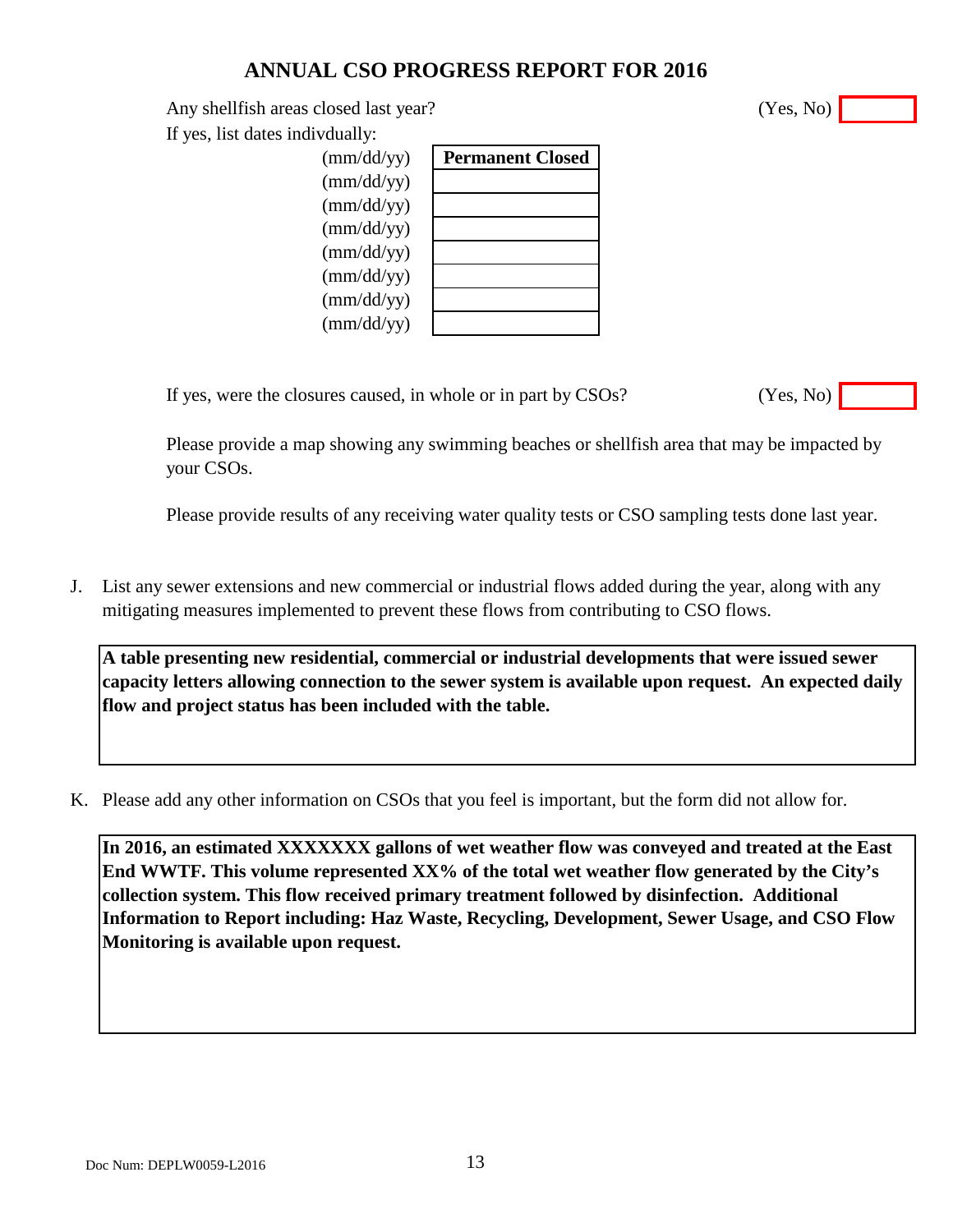# ANNUAL CSO PROGRESS REPORT FOR 2016

Any shellfish areas closed last year? (Yes, No)

If yes, list dates indivdually:

| | |
|---|---|
| (mm/dd/yy) | **Permanent Closed** |
| (mm/dd/yy) | |
| (mm/dd/yy) | |
| (mm/dd/yy) | |
| (mm/dd/yy) | |
| (mm/dd/yy) | |
| (mm/dd/yy) | |
| (mm/dd/yy) | |

If yes, were the closures caused, in whole or in part by CSOs? (Yes, No)

Please provide a map showing any swimming beaches or shellfish area that may be impacted by your CSOs.

Please provide results of any receiving water quality tests or CSO sampling tests done last year.

J. List any sewer extensions and new commercial or industrial flows added during the year, along with any mitigating measures implemented to prevent these flows from contributing to CSO flows.

**A table presenting new residential, commercial or industrial developments that were issued sewer capacity letters allowing connection to the sewer system is available upon request. An expected daily flow and project status has been included with the table.**

K. Please add any other information on CSOs that you feel is important, but the form did not allow for.

**In 2016, an estimated XXXXXXX gallons of wet weather flow was conveyed and treated at the East End WWTF. This volume represented XX% of the total wet weather flow generated by the City's collection system. This flow received primary treatment followed by disinfection. Additional Information to Report including: Haz Waste, Recycling, Development, Sewer Usage, and CSO Flow Monitoring is available upon request.**

Doc Num: DEPLW0059-L2016